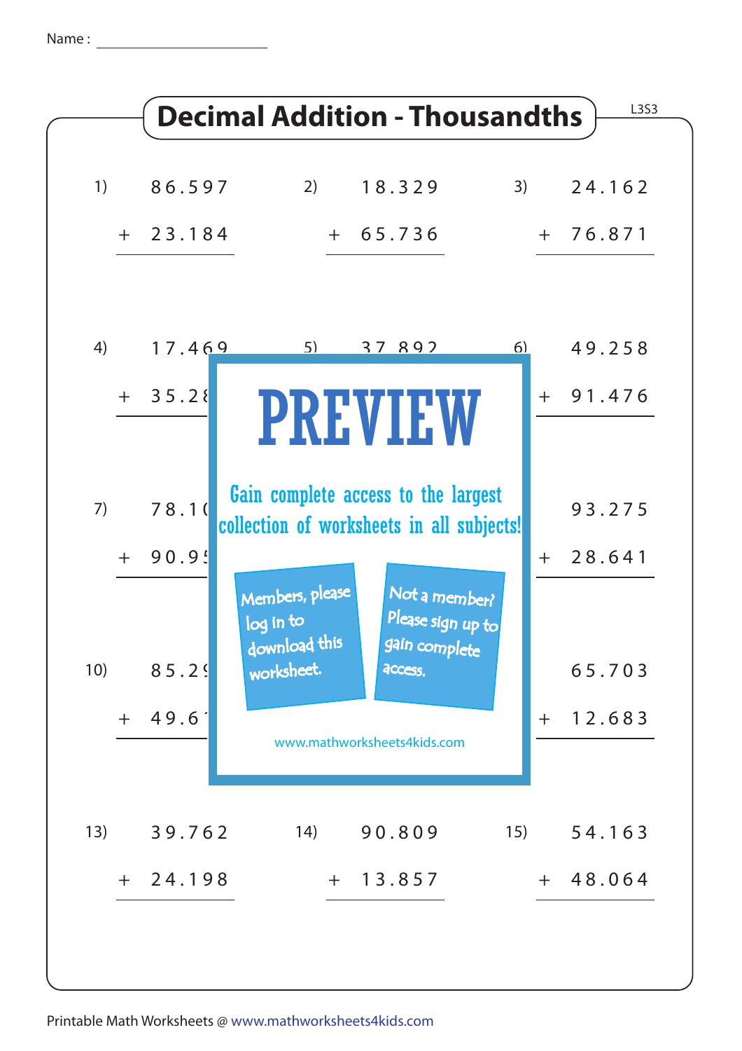Name : ____________________

# Decimal Addition - Thousandths

L3S3

1) $86.597 + 23.184$

2) $18.329 + 65.736$

3) $24.162 + 76.871$

4) $17.469 + 35.28$

5) $37.892$

6) $49.258 + 91.476$

7) $78.1 + 90.9$

9) $93.275 + 28.641$

10) $85.2 + 49.6$

12) $65.703 + 12.683$

13) $39.762 + 24.198$

14) $90.809 + 13.857$

15) $54.163 + 48.064$

PREVIEW

Gain complete access to the largest collection of worksheets in all subjects!

Members, please log in to download this worksheet.

Not a member? Please sign up to gain complete access.

www.mathworksheets4kids.com

Printable Math Worksheets @ www.mathworksheets4kids.com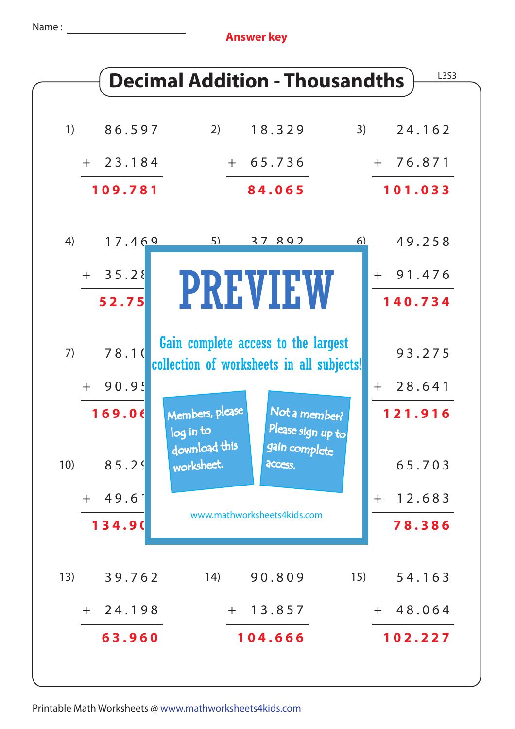Name : ______________

**Answer key**

# Decimal Addition - Thousandths

L3S3

1) 86.597 + 23.184 = **109.781**

2) 18.329 + 65.736 = **84.065**

3) 24.162 + 76.871 = **101.033**

4) 17.469 + 35.28 = **52.75**

5) 37.892

6) 49.258 + 91.476 = **140.734**

7) 78.1 + 90.9 = **169.06**

9) 93.275 + 28.641 = **121.916**

10) 85.2 + 49.6 = **134.9**

12) 65.703 + 12.683 = **78.386**

13) 39.762 + 24.198 = **63.960**

14) 90.809 + 13.857 = **104.666**

15) 54.163 + 48.064 = **102.227**

PREVIEW

Gain complete access to the largest collection of worksheets in all subjects!

Members, please log in to download this worksheet.

Not a member? Please sign up to gain complete access.

www.mathworksheets4kids.com

Printable Math Worksheets @ www.mathworksheets4kids.com